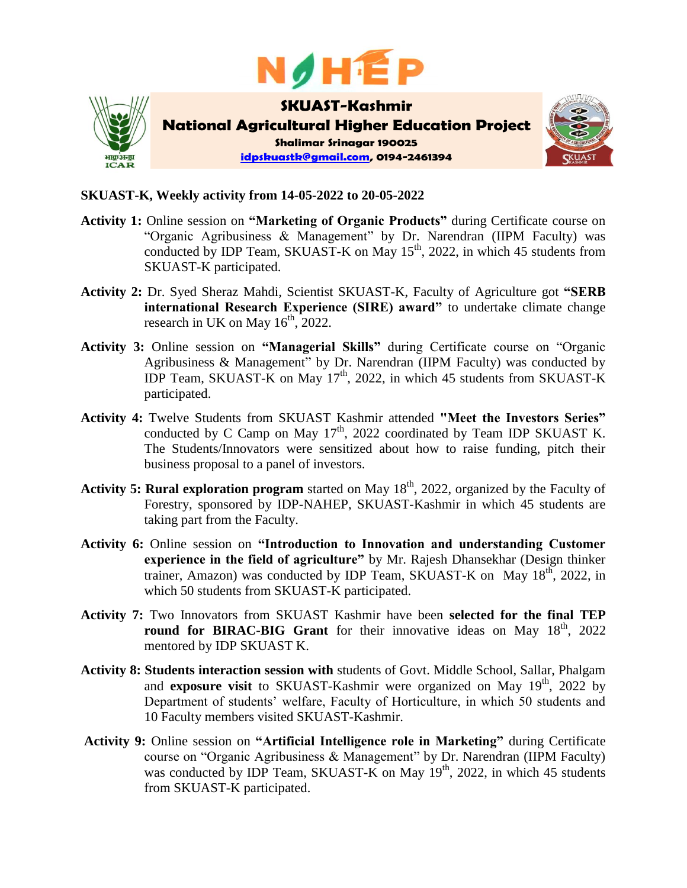NAHEP

**SKUAST-Kashmir**

**National Agricultural Higher Education Project**

**Shalimar Srinagar 190025**

**idpskuastk@gmail.com, 0194-2461394**

**SKUAST-K, Weekly activity from 14-05-2022 to 20-05-2022**

**Activity 1:** Online session on **"Marketing of Organic Products"** during Certificate course on "Organic Agribusiness & Management" by Dr. Narendran (IIPM Faculty) was conducted by IDP Team, SKUAST-K on May 15th, 2022, in which 45 students from SKUAST-K participated.

**Activity 2:** Dr. Syed Sheraz Mahdi, Scientist SKUAST-K, Faculty of Agriculture got **"SERB international Research Experience (SIRE) award"** to undertake climate change research in UK on May 16th, 2022.

**Activity 3:** Online session on **"Managerial Skills"** during Certificate course on "Organic Agribusiness & Management" by Dr. Narendran (IIPM Faculty) was conducted by IDP Team, SKUAST-K on May 17th, 2022, in which 45 students from SKUAST-K participated.

**Activity 4:** Twelve Students from SKUAST Kashmir attended **"Meet the Investors Series"** conducted by C Camp on May 17th, 2022 coordinated by Team IDP SKUAST K. The Students/Innovators were sensitized about how to raise funding, pitch their business proposal to a panel of investors.

**Activity 5: Rural exploration program** started on May 18th, 2022, organized by the Faculty of Forestry, sponsored by IDP-NAHEP, SKUAST-Kashmir in which 45 students are taking part from the Faculty.

**Activity 6:** Online session on **"Introduction to Innovation and understanding Customer experience in the field of agriculture"** by Mr. Rajesh Dhansekhar (Design thinker trainer, Amazon) was conducted by IDP Team, SKUAST-K on May 18th, 2022, in which 50 students from SKUAST-K participated.

**Activity 7:** Two Innovators from SKUAST Kashmir have been **selected for the final TEP round for BIRAC-BIG Grant** for their innovative ideas on May 18th, 2022 mentored by IDP SKUAST K.

**Activity 8: Students interaction session with** students of Govt. Middle School, Sallar, Phalgam and **exposure visit** to SKUAST-Kashmir were organized on May 19th, 2022 by Department of students' welfare, Faculty of Horticulture, in which 50 students and 10 Faculty members visited SKUAST-Kashmir.

**Activity 9:** Online session on **"Artificial Intelligence role in Marketing"** during Certificate course on "Organic Agribusiness & Management" by Dr. Narendran (IIPM Faculty) was conducted by IDP Team, SKUAST-K on May 19th, 2022, in which 45 students from SKUAST-K participated.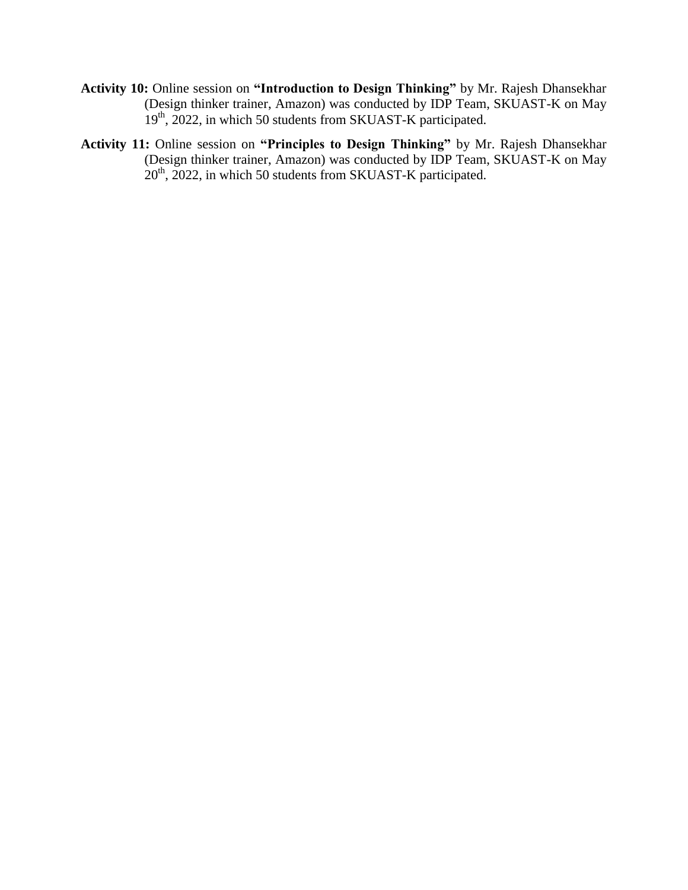**Activity 10:** Online session on **"Introduction to Design Thinking"** by Mr. Rajesh Dhansekhar (Design thinker trainer, Amazon) was conducted by IDP Team, SKUAST-K on May 19th, 2022, in which 50 students from SKUAST-K participated.

**Activity 11:** Online session on **"Principles to Design Thinking"** by Mr. Rajesh Dhansekhar (Design thinker trainer, Amazon) was conducted by IDP Team, SKUAST-K on May 20th, 2022, in which 50 students from SKUAST-K participated.